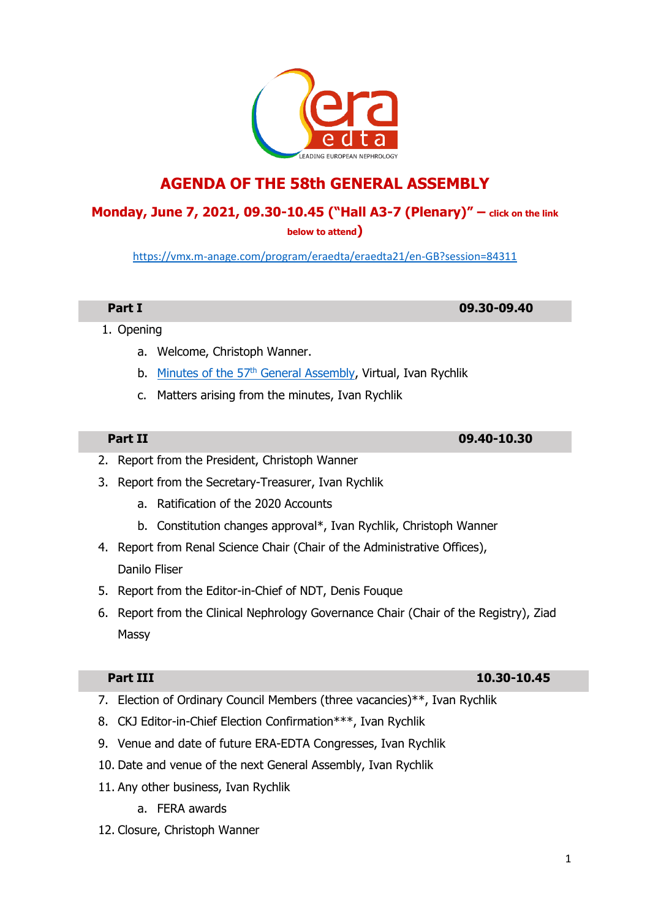# AGENDA OF THE 58th GENERAL ASSEMBLY

## Monday, June 7, 2021, 09.30-10.45 ("Hall A3-7 (Plenary)" – click on the link below to attend)

https://vmx.m-anage.com/program/eraedta/eraedta21/en-GB?session=84311

| **Part I** | **09.30-09.40** |
|---|---|

1. Opening
    a. Welcome, Christoph Wanner.
    b. Minutes of the 57th General Assembly, Virtual, Ivan Rychlik
    c. Matters arising from the minutes, Ivan Rychlik

| **Part II** | **09.40-10.30** |
|---|---|

2. Report from the President, Christoph Wanner
3. Report from the Secretary-Treasurer, Ivan Rychlik
    a. Ratification of the 2020 Accounts
    b. Constitution changes approval*, Ivan Rychlik, Christoph Wanner
4. Report from Renal Science Chair (Chair of the Administrative Offices), Danilo Fliser
5. Report from the Editor-in-Chief of NDT, Denis Fouque
6. Report from the Clinical Nephrology Governance Chair (Chair of the Registry), Ziad Massy

| **Part III** | **10.30-10.45** |
|---|---|

7. Election of Ordinary Council Members (three vacancies)**, Ivan Rychlik
8. CKJ Editor-in-Chief Election Confirmation***, Ivan Rychlik
9. Venue and date of future ERA-EDTA Congresses, Ivan Rychlik
10. Date and venue of the next General Assembly, Ivan Rychlik
11. Any other business, Ivan Rychlik
    a. FERA awards
12. Closure, Christoph Wanner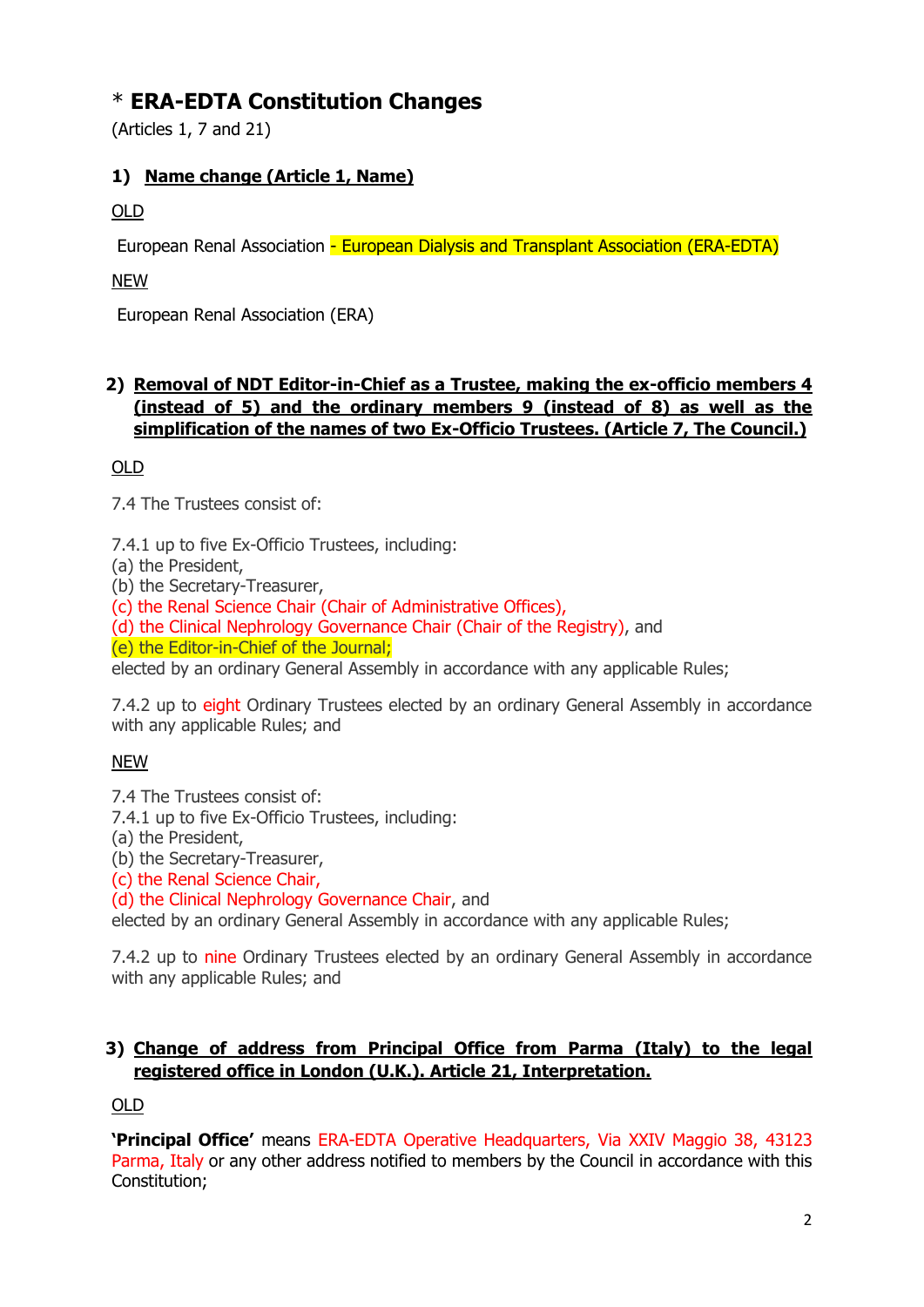# * **ERA-EDTA Constitution Changes**

(Articles 1, 7 and 21)

### 1) **Name change (Article 1, Name)**

OLD

European Renal Association - European Dialysis and Transplant Association (ERA-EDTA)

NEW

European Renal Association (ERA)

### 2) **Removal of NDT Editor-in-Chief as a Trustee, making the ex-officio members 4 (instead of 5) and the ordinary members 9 (instead of 8) as well as the simplification of the names of two Ex-Officio Trustees. (Article 7, The Council.)**

OLD

7.4 The Trustees consist of:

7.4.1 up to five Ex-Officio Trustees, including:
(a) the President,
(b) the Secretary-Treasurer,
(c) the Renal Science Chair (Chair of Administrative Offices),
(d) the Clinical Nephrology Governance Chair (Chair of the Registry), and
(e) the Editor-in-Chief of the Journal;
elected by an ordinary General Assembly in accordance with any applicable Rules;

7.4.2 up to eight Ordinary Trustees elected by an ordinary General Assembly in accordance with any applicable Rules; and

NEW

7.4 The Trustees consist of:
7.4.1 up to five Ex-Officio Trustees, including:
(a) the President,
(b) the Secretary-Treasurer,
(c) the Renal Science Chair,
(d) the Clinical Nephrology Governance Chair, and
elected by an ordinary General Assembly in accordance with any applicable Rules;

7.4.2 up to nine Ordinary Trustees elected by an ordinary General Assembly in accordance with any applicable Rules; and

### 3) **Change of address from Principal Office from Parma (Italy) to the legal registered office in London (U.K.). Article 21, Interpretation.**

OLD

**'Principal Office'** means ERA-EDTA Operative Headquarters, Via XXIV Maggio 38, 43123 Parma, Italy or any other address notified to members by the Council in accordance with this Constitution;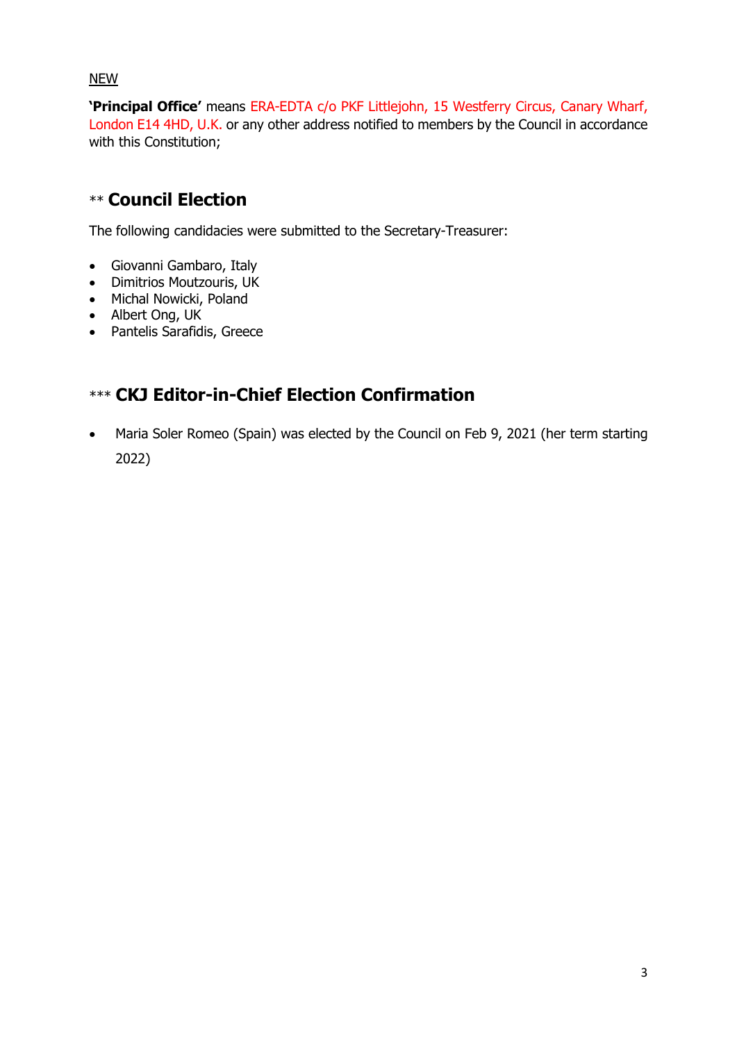NEW

**'Principal Office'** means ERA-EDTA c/o PKF Littlejohn, 15 Westferry Circus, Canary Wharf, London E14 4HD, U.K. or any other address notified to members by the Council in accordance with this Constitution;

## ** Council Election

The following candidacies were submitted to the Secretary-Treasurer:

- Giovanni Gambaro, Italy
- Dimitrios Moutzouris, UK
- Michal Nowicki, Poland
- Albert Ong, UK
- Pantelis Sarafidis, Greece

## *** CKJ Editor-in-Chief Election Confirmation

- Maria Soler Romeo (Spain) was elected by the Council on Feb 9, 2021 (her term starting 2022)